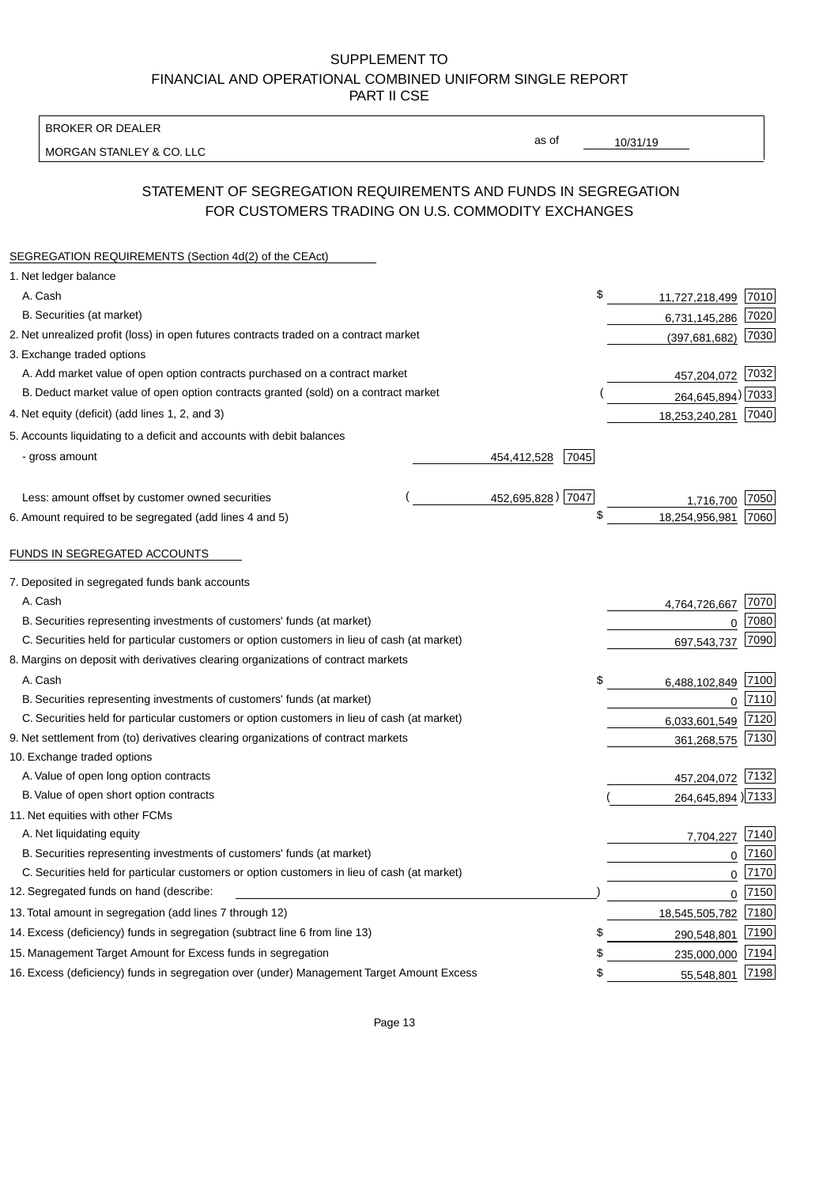SUPPLEMENT TO
FINANCIAL AND OPERATIONAL COMBINED UNIFORM SINGLE REPORT
PART II CSE

| BROKER OR DEALER | | |
|---|---|---|
| MORGAN STANLEY & CO. LLC | as of | 10/31/19 |

## STATEMENT OF SEGREGATION REQUIREMENTS AND FUNDS IN SEGREGATION FOR CUSTOMERS TRADING ON U.S. COMMODITY EXCHANGES

| SEGREGATION REQUIREMENTS (Section 4d(2) of the CEAct) | | | | |
|---|---|---|---|---|
| 1. Net ledger balance | | | | |
| A. Cash | | | $ 11,727,218,499 | 7010 |
| B. Securities (at market) | | | 6,731,145,286 | 7020 |
| 2. Net unrealized profit (loss) in open futures contracts traded on a contract market | | | (397,681,682) | 7030 |
| 3. Exchange traded options | | | | |
| A. Add market value of open option contracts purchased on a contract market | | | 457,204,072 | 7032 |
| B. Deduct market value of open option contracts granted (sold) on a contract market | | | (264,645,894) | 7033 |
| 4. Net equity (deficit) (add lines 1, 2, and 3) | | | 18,253,240,281 | 7040 |
| 5. Accounts liquidating to a deficit and accounts with debit balances | | | | |
| - gross amount | 454,412,528 | 7045 | | |
| Less: amount offset by customer owned securities | (452,695,828) | 7047 | 1,716,700 | 7050 |
| 6. Amount required to be segregated (add lines 4 and 5) | | | $ 18,254,956,981 | 7060 |
| **FUNDS IN SEGREGATED ACCOUNTS** | | | | |
| 7. Deposited in segregated funds bank accounts | | | | |
| A. Cash | | | 4,764,726,667 | 7070 |
| B. Securities representing investments of customers' funds (at market) | | | 0 | 7080 |
| C. Securities held for particular customers or option customers in lieu of cash (at market) | | | 697,543,737 | 7090 |
| 8. Margins on deposit with derivatives clearing organizations of contract markets | | | | |
| A. Cash | | | $ 6,488,102,849 | 7100 |
| B. Securities representing investments of customers' funds (at market) | | | 0 | 7110 |
| C. Securities held for particular customers or option customers in lieu of cash (at market) | | | 6,033,601,549 | 7120 |
| 9. Net settlement from (to) derivatives clearing organizations of contract markets | | | 361,268,575 | 7130 |
| 10. Exchange traded options | | | | |
| A. Value of open long option contracts | | | 457,204,072 | 7132 |
| B. Value of open short option contracts | | | (264,645,894) | 7133 |
| 11. Net equities with other FCMs | | | | |
| A. Net liquidating equity | | | 7,704,227 | 7140 |
| B. Securities representing investments of customers' funds (at market) | | | 0 | 7160 |
| C. Securities held for particular customers or option customers in lieu of cash (at market) | | | 0 | 7170 |
| 12. Segregated funds on hand (describe: ) | | | 0 | 7150 |
| 13. Total amount in segregation (add lines 7 through 12) | | | 18,545,505,782 | 7180 |
| 14. Excess (deficiency) funds in segregation (subtract line 6 from line 13) | | | $ 290,548,801 | 7190 |
| 15. Management Target Amount for Excess funds in segregation | | | $ 235,000,000 | 7194 |
| 16. Excess (deficiency) funds in segregation over (under) Management Target Amount Excess | | | $ 55,548,801 | 7198 |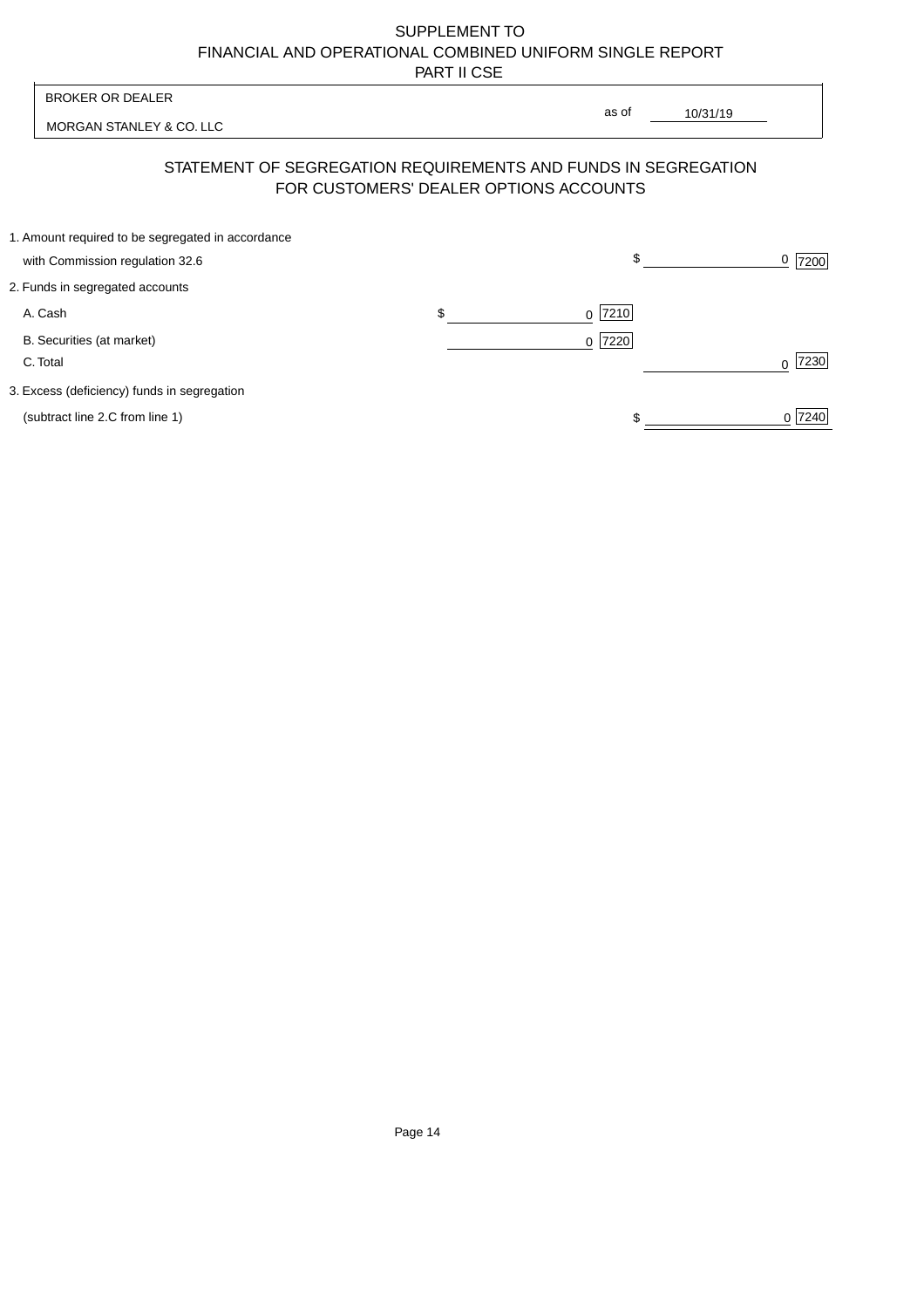SUPPLEMENT TO
FINANCIAL AND OPERATIONAL COMBINED UNIFORM SINGLE REPORT
PART II CSE

| BROKER OR DEALER | |
|---|---|
| MORGAN STANLEY & CO. LLC | as of 10/31/19 |

## STATEMENT OF SEGREGATION REQUIREMENTS AND FUNDS IN SEGREGATION FOR CUSTOMERS' DEALER OPTIONS ACCOUNTS

| | | |
|---|---|---|
| 1. Amount required to be segregated in accordance with Commission regulation 32.6 | | $ 0 [7200] |
| 2. Funds in segregated accounts | | |
| A. Cash | $ 0 [7210] | |
| B. Securities (at market) | 0 [7220] | |
| C. Total | | 0 [7230] |
| 3. Excess (deficiency) funds in segregation (subtract line 2.C from line 1) | | $ 0 [7240] |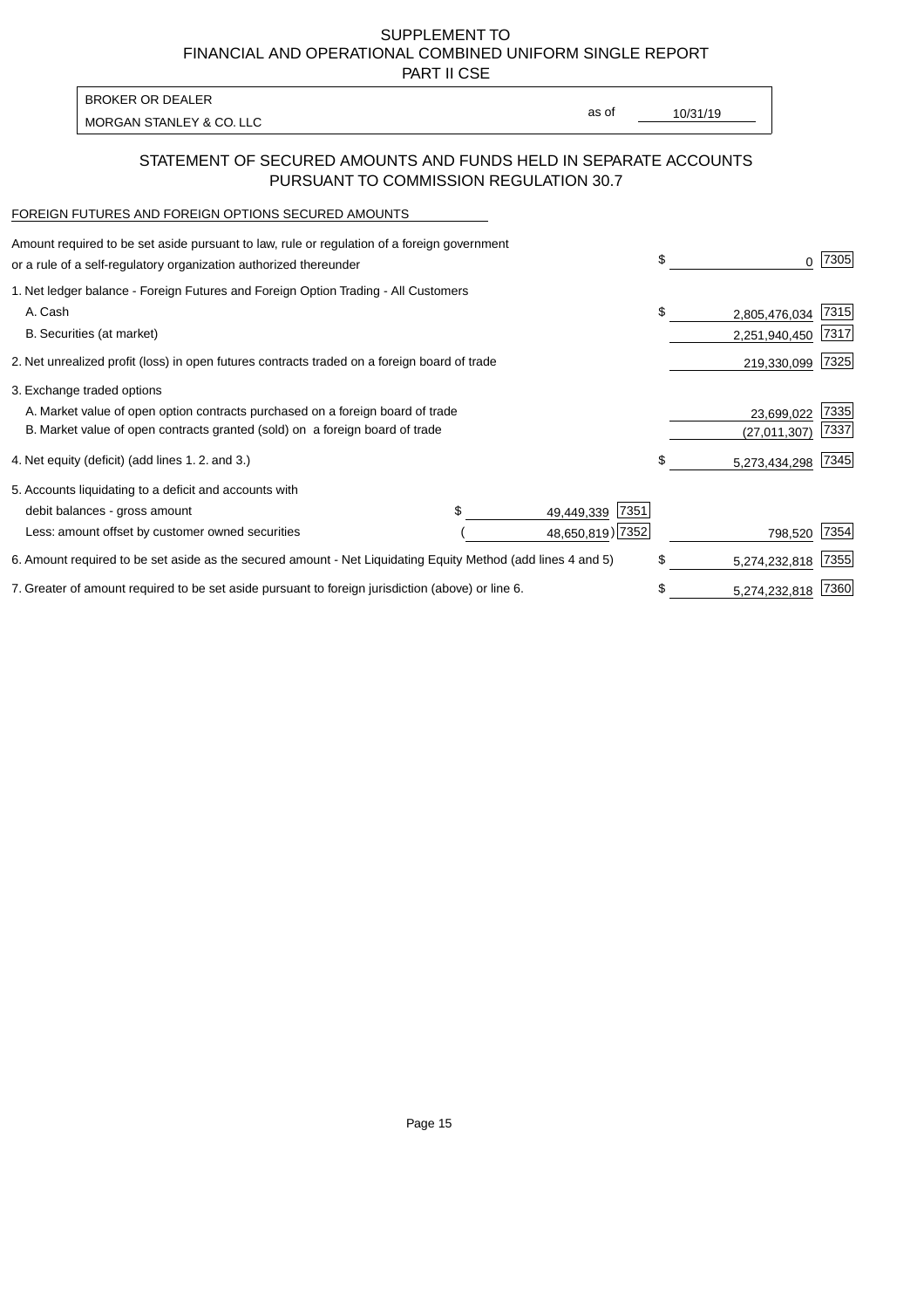SUPPLEMENT TO
FINANCIAL AND OPERATIONAL COMBINED UNIFORM SINGLE REPORT
PART II CSE

| BROKER OR DEALER | | |
|---|---|---|
| MORGAN STANLEY & CO. LLC | as of | 10/31/19 |

## STATEMENT OF SECURED AMOUNTS AND FUNDS HELD IN SEPARATE ACCOUNTS PURSUANT TO COMMISSION REGULATION 30.7

FOREIGN FUTURES AND FOREIGN OPTIONS SECURED AMOUNTS

| | | | | |
|---|---|---|---|---|
| Amount required to be set aside pursuant to law, rule or regulation of a foreign government or a rule of a self-regulatory organization authorized thereunder | | | $ 0 | 7305 |
| 1. Net ledger balance - Foreign Futures and Foreign Option Trading - All Customers | | | | |
| A. Cash | | | $ 2,805,476,034 | 7315 |
| B. Securities (at market) | | | 2,251,940,450 | 7317 |
| 2. Net unrealized profit (loss) in open futures contracts traded on a foreign board of trade | | | 219,330,099 | 7325 |
| 3. Exchange traded options | | | | |
| A. Market value of open option contracts purchased on a foreign board of trade | | | 23,699,022 | 7335 |
| B. Market value of open contracts granted (sold) on a foreign board of trade | | | (27,011,307) | 7337 |
| 4. Net equity (deficit) (add lines 1. 2. and 3.) | | | $ 5,273,434,298 | 7345 |
| 5. Accounts liquidating to a deficit and accounts with | | | | |
| debit balances - gross amount | $ 49,449,339 | 7351 | | |
| Less: amount offset by customer owned securities | ( 48,650,819) | 7352 | 798,520 | 7354 |
| 6. Amount required to be set aside as the secured amount - Net Liquidating Equity Method (add lines 4 and 5) | | | $ 5,274,232,818 | 7355 |
| 7. Greater of amount required to be set aside pursuant to foreign jurisdiction (above) or line 6. | | | $ 5,274,232,818 | 7360 |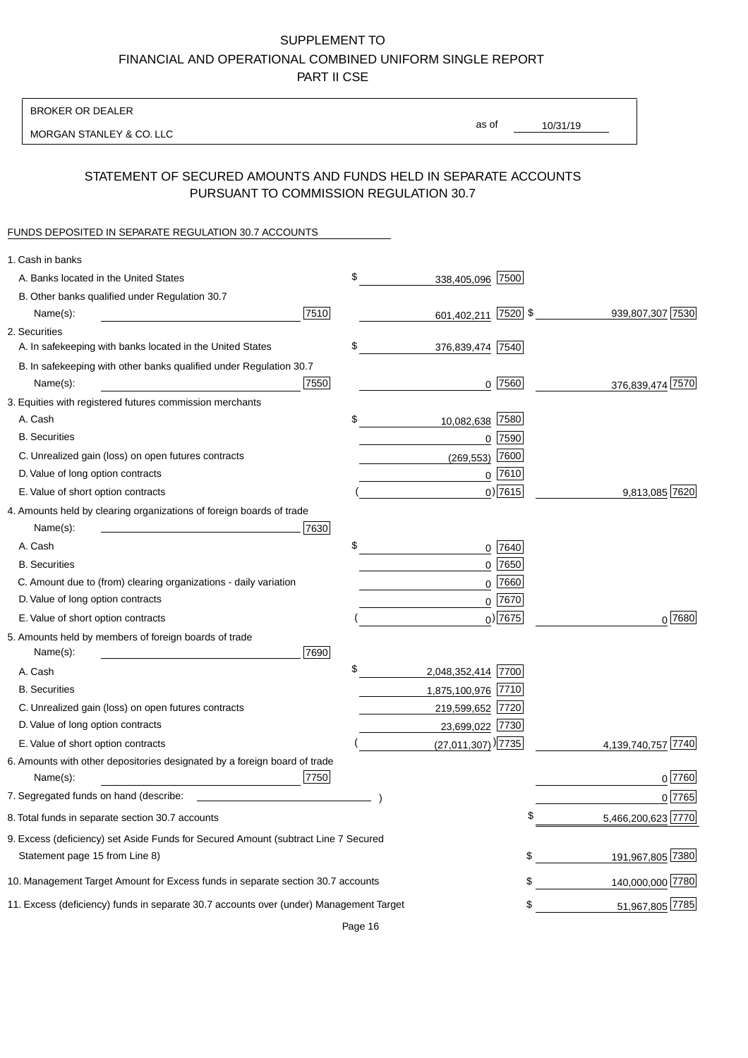SUPPLEMENT TO
FINANCIAL AND OPERATIONAL COMBINED UNIFORM SINGLE REPORT
PART II CSE

BROKER OR DEALER
MORGAN STANLEY & CO. LLC

as of 10/31/19

## STATEMENT OF SECURED AMOUNTS AND FUNDS HELD IN SEPARATE ACCOUNTS PURSUANT TO COMMISSION REGULATION 30.7

FUNDS DEPOSITED IN SEPARATE REGULATION 30.7 ACCOUNTS

| | | | |
|---|---|---|---|
| 1. Cash in banks | | | |
| A. Banks located in the United States | | $ 338,405,096 [7500] | |
| B. Other banks qualified under Regulation 30.7 Name(s): | [7510] | 601,402,211 [7520] | $ 939,807,307 [7530] |
| 2. Securities | | | |
| A. In safekeeping with banks located in the United States | | $ 376,839,474 [7540] | |
| B. In safekeeping with other banks qualified under Regulation 30.7 Name(s): | [7550] | 0 [7560] | 376,839,474 [7570] |
| 3. Equities with registered futures commission merchants | | | |
| A. Cash | | $ 10,082,638 [7580] | |
| B. Securities | | 0 [7590] | |
| C. Unrealized gain (loss) on open futures contracts | | (269,553) [7600] | |
| D. Value of long option contracts | | 0 [7610] | |
| E. Value of short option contracts | | ( 0) [7615] | 9,813,085 [7620] |
| 4. Amounts held by clearing organizations of foreign boards of trade Name(s): | [7630] | | |
| A. Cash | | $ 0 [7640] | |
| B. Securities | | 0 [7650] | |
| C. Amount due to (from) clearing organizations - daily variation | | 0 [7660] | |
| D. Value of long option contracts | | 0 [7670] | |
| E. Value of short option contracts | | ( 0) [7675] | 0 [7680] |
| 5. Amounts held by members of foreign boards of trade Name(s): | [7690] | | |
| A. Cash | | $ 2,048,352,414 [7700] | |
| B. Securities | | 1,875,100,976 [7710] | |
| C. Unrealized gain (loss) on open futures contracts | | 219,599,652 [7720] | |
| D. Value of long option contracts | | 23,699,022 [7730] | |
| E. Value of short option contracts | | ( (27,011,307) ) [7735] | 4,139,740,757 [7740] |
| 6. Amounts with other depositories designated by a foreign board of trade Name(s): | [7750] | | 0 [7760] |
| 7. Segregated funds on hand (describe: ) | | | 0 [7765] |
| 8. Total funds in separate section 30.7 accounts | | | $ 5,466,200,623 [7770] |
| 9. Excess (deficiency) set Aside Funds for Secured Amount (subtract Line 7 Secured Statement page 15 from Line 8) | | | $ 191,967,805 [7380] |
| 10. Management Target Amount for Excess funds in separate section 30.7 accounts | | | $ 140,000,000 [7780] |
| 11. Excess (deficiency) funds in separate 30.7 accounts over (under) Management Target | | | $ 51,967,805 [7785] |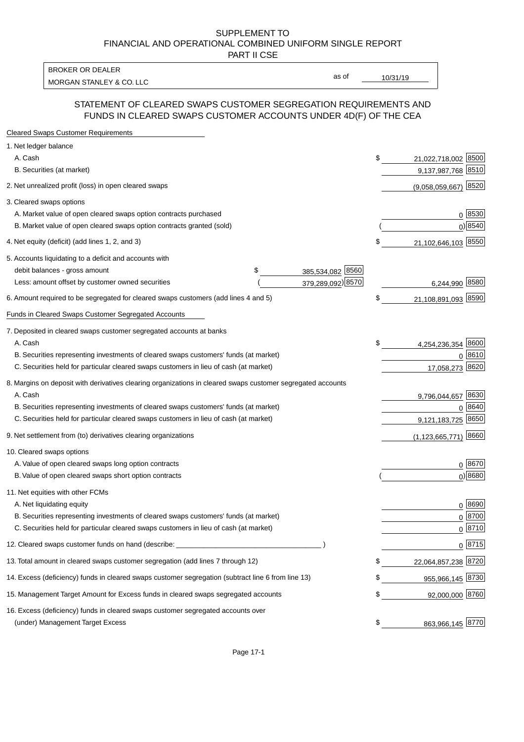SUPPLEMENT TO
FINANCIAL AND OPERATIONAL COMBINED UNIFORM SINGLE REPORT
PART II CSE

| | | |
|---|---|---|
| BROKER OR DEALER MORGAN STANLEY & CO. LLC | as of | 10/31/19 |

## STATEMENT OF CLEARED SWAPS CUSTOMER SEGREGATION REQUIREMENTS AND FUNDS IN CLEARED SWAPS CUSTOMER ACCOUNTS UNDER 4D(F) OF THE CEA

| | | | |
|---|---|---|---|
| **Cleared Swaps Customer Requirements** | | | |
| 1. Net ledger balance | | | |
| A. Cash | | $ 21,022,718,002 | 8500 |
| B. Securities (at market) | | 9,137,987,768 | 8510 |
| 2. Net unrealized profit (loss) in open cleared swaps | | (9,058,059,667) | 8520 |
| 3. Cleared swaps options | | | |
| A. Market value of open cleared swaps option contracts purchased | | 0 | 8530 |
| B. Market value of open cleared swaps option contracts granted (sold) | | ( 0) | 8540 |
| 4. Net equity (deficit) (add lines 1, 2, and 3) | | $ 21,102,646,103 | 8550 |
| 5. Accounts liquidating to a deficit and accounts with debit balances - gross amount | $ 385,534,082 8560 | | |
| Less: amount offset by customer owned securities | ( 379,289,092) 8570 | 6,244,990 | 8580 |
| 6. Amount required to be segregated for cleared swaps customers (add lines 4 and 5) | | $ 21,108,891,093 | 8590 |
| **Funds in Cleared Swaps Customer Segregated Accounts** | | | |
| 7. Deposited in cleared swaps customer segregated accounts at banks | | | |
| A. Cash | | $ 4,254,236,354 | 8600 |
| B. Securities representing investments of cleared swaps customers' funds (at market) | | 0 | 8610 |
| C. Securities held for particular cleared swaps customers in lieu of cash (at market) | | 17,058,273 | 8620 |
| 8. Margins on deposit with derivatives clearing organizations in cleared swaps customer segregated accounts | | | |
| A. Cash | | 9,796,044,657 | 8630 |
| B. Securities representing investments of cleared swaps customers' funds (at market) | | 0 | 8640 |
| C. Securities held for particular cleared swaps customers in lieu of cash (at market) | | 9,121,183,725 | 8650 |
| 9. Net settlement from (to) derivatives clearing organizations | | (1,123,665,771) | 8660 |
| 10. Cleared swaps options | | | |
| A. Value of open cleared swaps long option contracts | | 0 | 8670 |
| B. Value of open cleared swaps short option contracts | | ( 0) | 8680 |
| 11. Net equities with other FCMs | | | |
| A. Net liquidating equity | | 0 | 8690 |
| B. Securities representing investments of cleared swaps customers' funds (at market) | | 0 | 8700 |
| C. Securities held for particular cleared swaps customers in lieu of cash (at market) | | 0 | 8710 |
| 12. Cleared swaps customer funds on hand (describe: ______ ) | | 0 | 8715 |
| 13. Total amount in cleared swaps customer segregation (add lines 7 through 12) | | $ 22,064,857,238 | 8720 |
| 14. Excess (deficiency) funds in cleared swaps customer segregation (subtract line 6 from line 13) | | $ 955,966,145 | 8730 |
| 15. Management Target Amount for Excess funds in cleared swaps segregated accounts | | $ 92,000,000 | 8760 |
| 16. Excess (deficiency) funds in cleared swaps customer segregated accounts over (under) Management Target Excess | | $ 863,966,145 | 8770 |